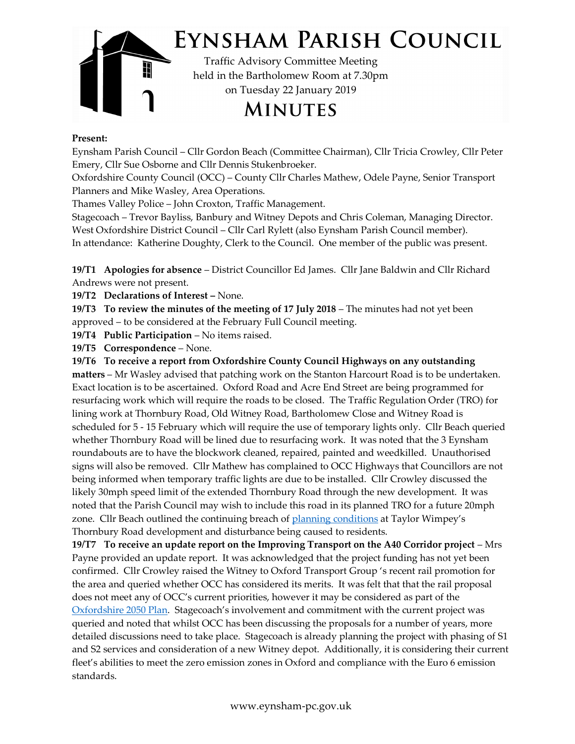# Eynsham Parish Council

Traffic Advisory Committee Meeting
held in the Bartholomew Room at 7.30pm
on Tuesday 22 January 2019

## Minutes

**Present:**

Eynsham Parish Council – Cllr Gordon Beach (Committee Chairman), Cllr Tricia Crowley, Cllr Peter Emery, Cllr Sue Osborne and Cllr Dennis Stukenbroeker.
Oxfordshire County Council (OCC) – County Cllr Charles Mathew, Odele Payne, Senior Transport Planners and Mike Wasley, Area Operations.
Thames Valley Police – John Croxton, Traffic Management.
Stagecoach – Trevor Bayliss, Banbury and Witney Depots and Chris Coleman, Managing Director.
West Oxfordshire District Council – Cllr Carl Rylett (also Eynsham Parish Council member).
In attendance: Katherine Doughty, Clerk to the Council. One member of the public was present.

**19/T1 Apologies for absence** – District Councillor Ed James. Cllr Jane Baldwin and Cllr Richard Andrews were not present.

**19/T2 Declarations of Interest –** None.

**19/T3 To review the minutes of the meeting of 17 July 2018** – The minutes had not yet been approved – to be considered at the February Full Council meeting.

**19/T4 Public Participation** – No items raised.

**19/T5 Correspondence** – None.

**19/T6 To receive a report from Oxfordshire County Council Highways on any outstanding matters** – Mr Wasley advised that patching work on the Stanton Harcourt Road is to be undertaken. Exact location is to be ascertained. Oxford Road and Acre End Street are being programmed for resurfacing work which will require the roads to be closed. The Traffic Regulation Order (TRO) for lining work at Thornbury Road, Old Witney Road, Bartholomew Close and Witney Road is scheduled for 5 - 15 February which will require the use of temporary lights only. Cllr Beach queried whether Thornbury Road will be lined due to resurfacing work. It was noted that the 3 Eynsham roundabouts are to have the blockwork cleaned, repaired, painted and weedkilled. Unauthorised signs will also be removed. Cllr Mathew has complained to OCC Highways that Councillors are not being informed when temporary traffic lights are due to be installed. Cllr Crowley discussed the likely 30mph speed limit of the extended Thornbury Road through the new development. It was noted that the Parish Council may wish to include this road in its planned TRO for a future 20mph zone. Cllr Beach outlined the continuing breach of planning conditions at Taylor Wimpey's Thornbury Road development and disturbance being caused to residents.

**19/T7 To receive an update report on the Improving Transport on the A40 Corridor project** – Mrs Payne provided an update report. It was acknowledged that the project funding has not yet been confirmed. Cllr Crowley raised the Witney to Oxford Transport Group 's recent rail promotion for the area and queried whether OCC has considered its merits. It was felt that that the rail proposal does not meet any of OCC's current priorities, however it may be considered as part of the Oxfordshire 2050 Plan. Stagecoach's involvement and commitment with the current project was queried and noted that whilst OCC has been discussing the proposals for a number of years, more detailed discussions need to take place. Stagecoach is already planning the project with phasing of S1 and S2 services and consideration of a new Witney depot. Additionally, it is considering their current fleet's abilities to meet the zero emission zones in Oxford and compliance with the Euro 6 emission standards.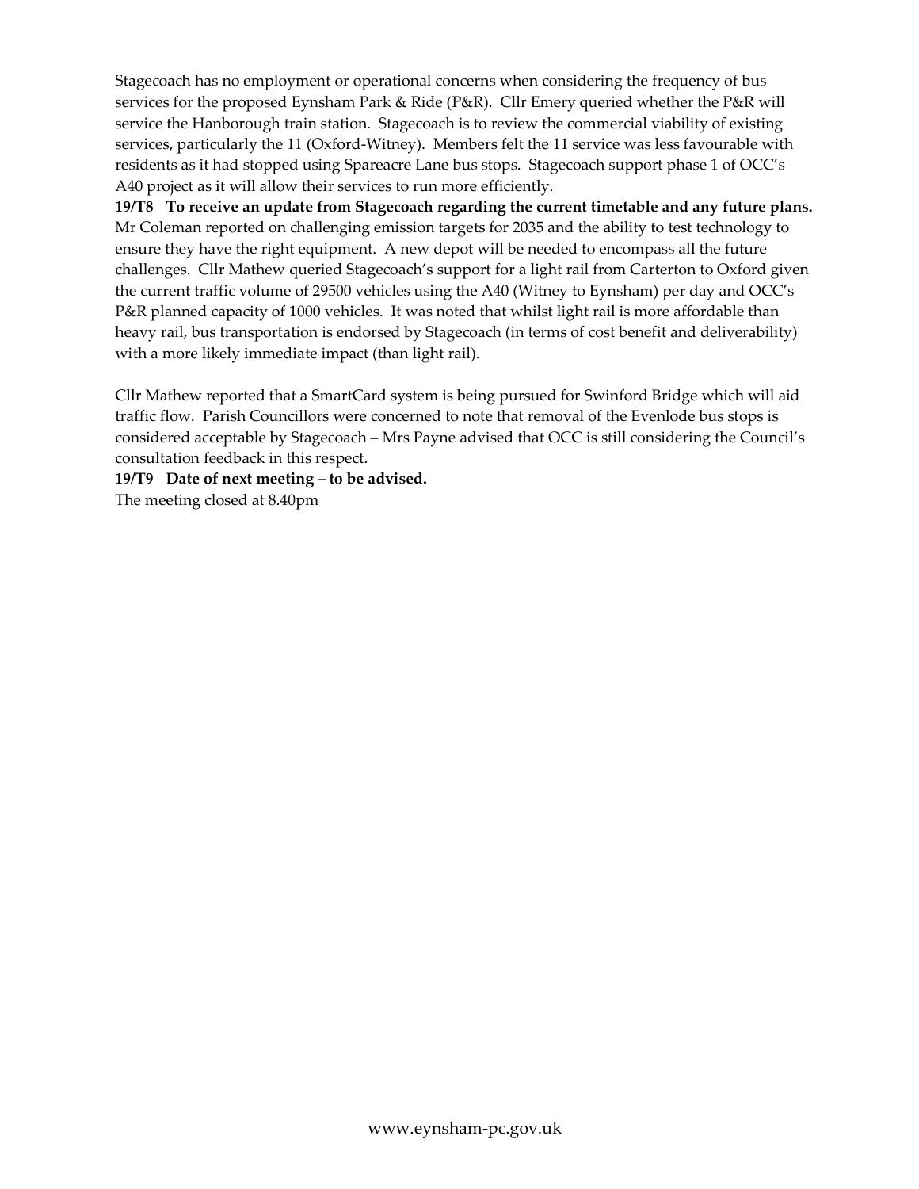Stagecoach has no employment or operational concerns when considering the frequency of bus services for the proposed Eynsham Park & Ride (P&R). Cllr Emery queried whether the P&R will service the Hanborough train station. Stagecoach is to review the commercial viability of existing services, particularly the 11 (Oxford-Witney). Members felt the 11 service was less favourable with residents as it had stopped using Spareacre Lane bus stops. Stagecoach support phase 1 of OCC's A40 project as it will allow their services to run more efficiently.

**19/T8 To receive an update from Stagecoach regarding the current timetable and any future plans.**
Mr Coleman reported on challenging emission targets for 2035 and the ability to test technology to ensure they have the right equipment. A new depot will be needed to encompass all the future challenges. Cllr Mathew queried Stagecoach's support for a light rail from Carterton to Oxford given the current traffic volume of 29500 vehicles using the A40 (Witney to Eynsham) per day and OCC's P&R planned capacity of 1000 vehicles. It was noted that whilst light rail is more affordable than heavy rail, bus transportation is endorsed by Stagecoach (in terms of cost benefit and deliverability) with a more likely immediate impact (than light rail).

Cllr Mathew reported that a SmartCard system is being pursued for Swinford Bridge which will aid traffic flow. Parish Councillors were concerned to note that removal of the Evenlode bus stops is considered acceptable by Stagecoach – Mrs Payne advised that OCC is still considering the Council's consultation feedback in this respect.

**19/T9 Date of next meeting – to be advised.**
The meeting closed at 8.40pm

www.eynsham-pc.gov.uk